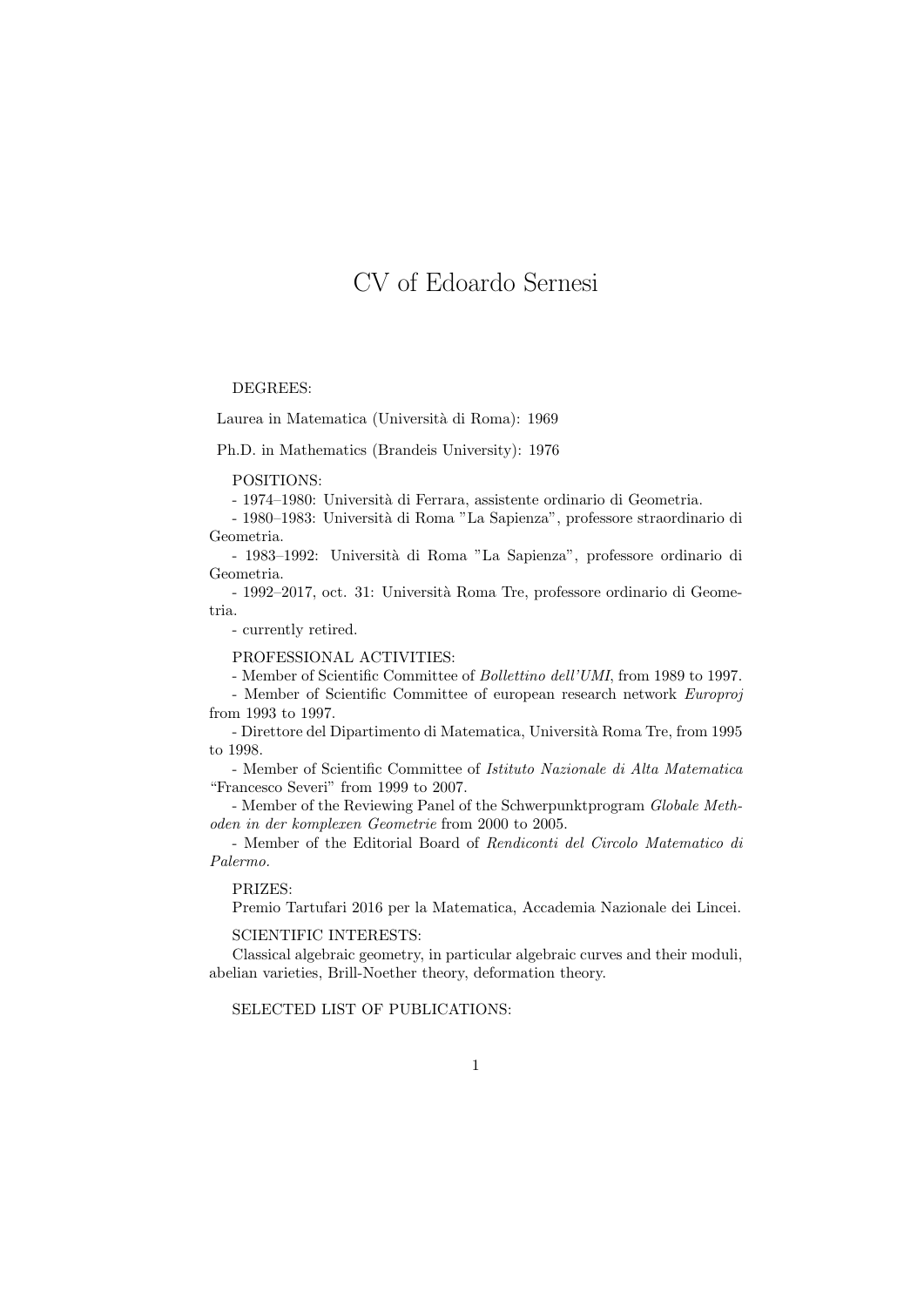# CV of Edoardo Sernesi

DEGREES:

Laurea in Matematica (Università di Roma): 1969

Ph.D. in Mathematics (Brandeis University): 1976

POSITIONS:

- 1974–1980: Università di Ferrara, assistente ordinario di Geometria.
- 1980–1983: Università di Roma "La Sapienza", professore straordinario di Geometria.
- 1983–1992: Università di Roma "La Sapienza", professore ordinario di Geometria.
- 1992–2017, oct. 31: Università Roma Tre, professore ordinario di Geometria.
- currently retired.

PROFESSIONAL ACTIVITIES:

- Member of Scientific Committee of *Bollettino dell'UMI*, from 1989 to 1997.
- Member of Scientific Committee of european research network *Europroj* from 1993 to 1997.
- Direttore del Dipartimento di Matematica, Università Roma Tre, from 1995 to 1998.
- Member of Scientific Committee of *Istituto Nazionale di Alta Matematica* "Francesco Severi" from 1999 to 2007.
- Member of the Reviewing Panel of the Schwerpunktprogram *Globale Methoden in der komplexen Geometrie* from 2000 to 2005.
- Member of the Editorial Board of *Rendiconti del Circolo Matematico di Palermo*.

PRIZES:

Premio Tartufari 2016 per la Matematica, Accademia Nazionale dei Lincei.

SCIENTIFIC INTERESTS:

Classical algebraic geometry, in particular algebraic curves and their moduli, abelian varieties, Brill-Noether theory, deformation theory.

SELECTED LIST OF PUBLICATIONS: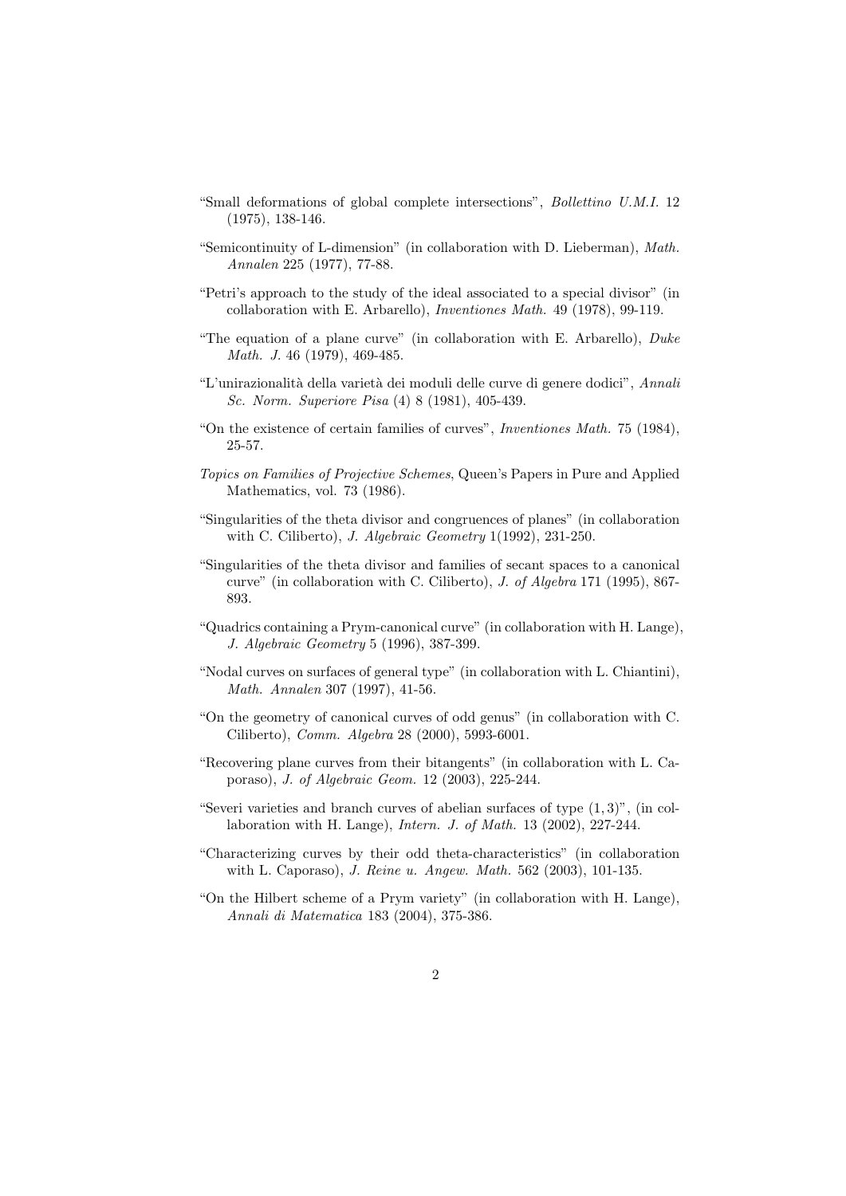"Small deformations of global complete intersections", *Bollettino U.M.I.* 12 (1975), 138-146.

"Semicontinuity of L-dimension" (in collaboration with D. Lieberman), *Math. Annalen* 225 (1977), 77-88.

"Petri's approach to the study of the ideal associated to a special divisor" (in collaboration with E. Arbarello), *Inventiones Math.* 49 (1978), 99-119.

"The equation of a plane curve" (in collaboration with E. Arbarello), *Duke Math. J.* 46 (1979), 469-485.

"L'unirazionalità della varietà dei moduli delle curve di genere dodici", *Annali Sc. Norm. Superiore Pisa* (4) 8 (1981), 405-439.

"On the existence of certain families of curves", *Inventiones Math.* 75 (1984), 25-57.

*Topics on Families of Projective Schemes*, Queen's Papers in Pure and Applied Mathematics, vol. 73 (1986).

"Singularities of the theta divisor and congruences of planes" (in collaboration with C. Ciliberto), *J. Algebraic Geometry* 1(1992), 231-250.

"Singularities of the theta divisor and families of secant spaces to a canonical curve" (in collaboration with C. Ciliberto), *J. of Algebra* 171 (1995), 867-893.

"Quadrics containing a Prym-canonical curve" (in collaboration with H. Lange), *J. Algebraic Geometry* 5 (1996), 387-399.

"Nodal curves on surfaces of general type" (in collaboration with L. Chiantini), *Math. Annalen* 307 (1997), 41-56.

"On the geometry of canonical curves of odd genus" (in collaboration with C. Ciliberto), *Comm. Algebra* 28 (2000), 5993-6001.

"Recovering plane curves from their bitangents" (in collaboration with L. Caporaso), *J. of Algebraic Geom.* 12 (2003), 225-244.

"Severi varieties and branch curves of abelian surfaces of type $(1,3)$", (in collaboration with H. Lange), *Intern. J. of Math.* 13 (2002), 227-244.

"Characterizing curves by their odd theta-characteristics" (in collaboration with L. Caporaso), *J. Reine u. Angew. Math.* 562 (2003), 101-135.

"On the Hilbert scheme of a Prym variety" (in collaboration with H. Lange), *Annali di Matematica* 183 (2004), 375-386.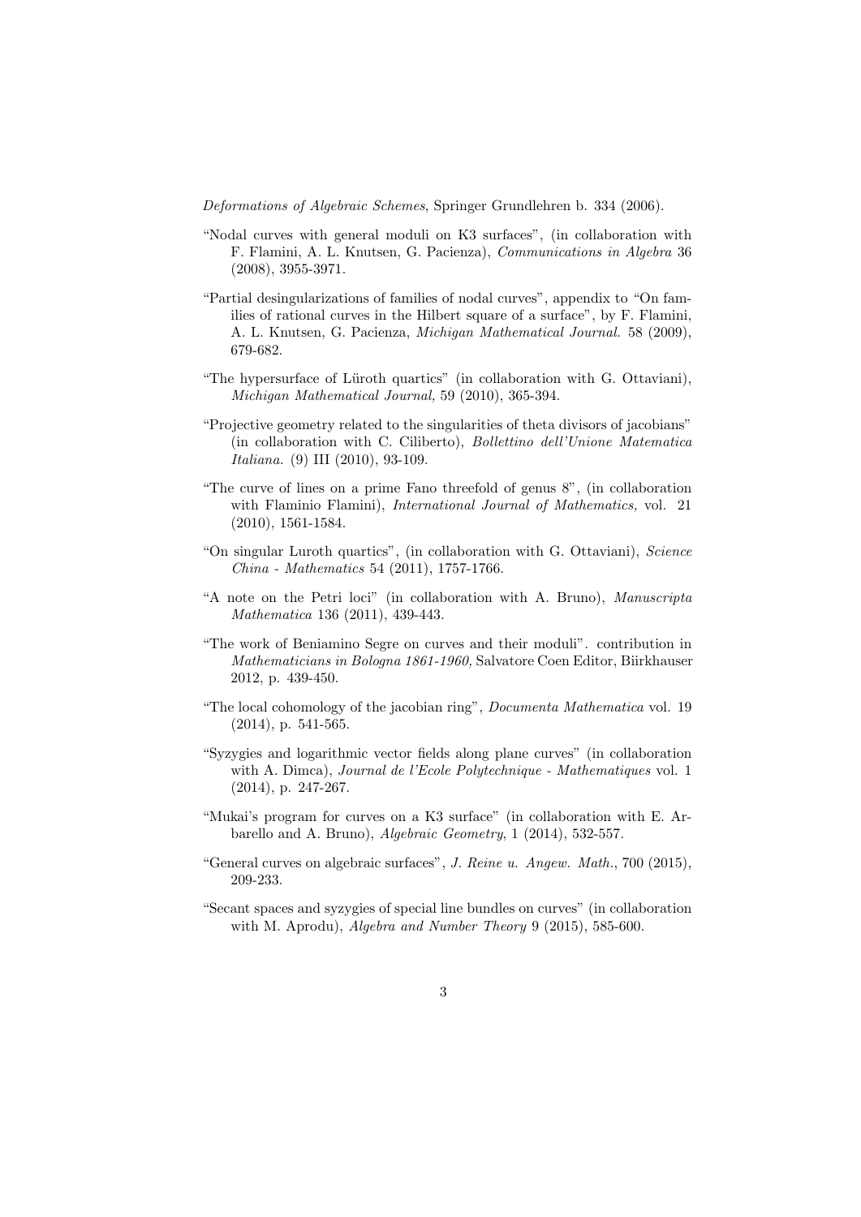*Deformations of Algebraic Schemes*, Springer Grundlehren b. 334 (2006).

"Nodal curves with general moduli on K3 surfaces", (in collaboration with F. Flamini, A. L. Knutsen, G. Pacienza), *Communications in Algebra* 36 (2008), 3955-3971.

"Partial desingularizations of families of nodal curves", appendix to "On families of rational curves in the Hilbert square of a surface", by F. Flamini, A. L. Knutsen, G. Pacienza, *Michigan Mathematical Journal*. 58 (2009), 679-682.

"The hypersurface of Lüroth quartics" (in collaboration with G. Ottaviani), *Michigan Mathematical Journal,* 59 (2010), 365-394.

"Projective geometry related to the singularities of theta divisors of jacobians" (in collaboration with C. Ciliberto), *Bollettino dell'Unione Matematica Italiana.* (9) III (2010), 93-109.

"The curve of lines on a prime Fano threefold of genus 8", (in collaboration with Flaminio Flamini), *International Journal of Mathematics,* vol. 21 (2010), 1561-1584.

"On singular Luroth quartics", (in collaboration with G. Ottaviani), *Science China - Mathematics* 54 (2011), 1757-1766.

"A note on the Petri loci" (in collaboration with A. Bruno), *Manuscripta Mathematica* 136 (2011), 439-443.

"The work of Beniamino Segre on curves and their moduli". contribution in *Mathematicians in Bologna 1861-1960,* Salvatore Coen Editor, Biirkhauser 2012, p. 439-450.

"The local cohomology of the jacobian ring", *Documenta Mathematica* vol. 19 (2014), p. 541-565.

"Syzygies and logarithmic vector fields along plane curves" (in collaboration with A. Dimca), *Journal de l'Ecole Polytechnique - Mathematiques* vol. 1 (2014), p. 247-267.

"Mukai's program for curves on a K3 surface" (in collaboration with E. Arbarello and A. Bruno), *Algebraic Geometry*, 1 (2014), 532-557.

"General curves on algebraic surfaces", *J. Reine u. Angew. Math.*, 700 (2015), 209-233.

"Secant spaces and syzygies of special line bundles on curves" (in collaboration with M. Aprodu), *Algebra and Number Theory* 9 (2015), 585-600.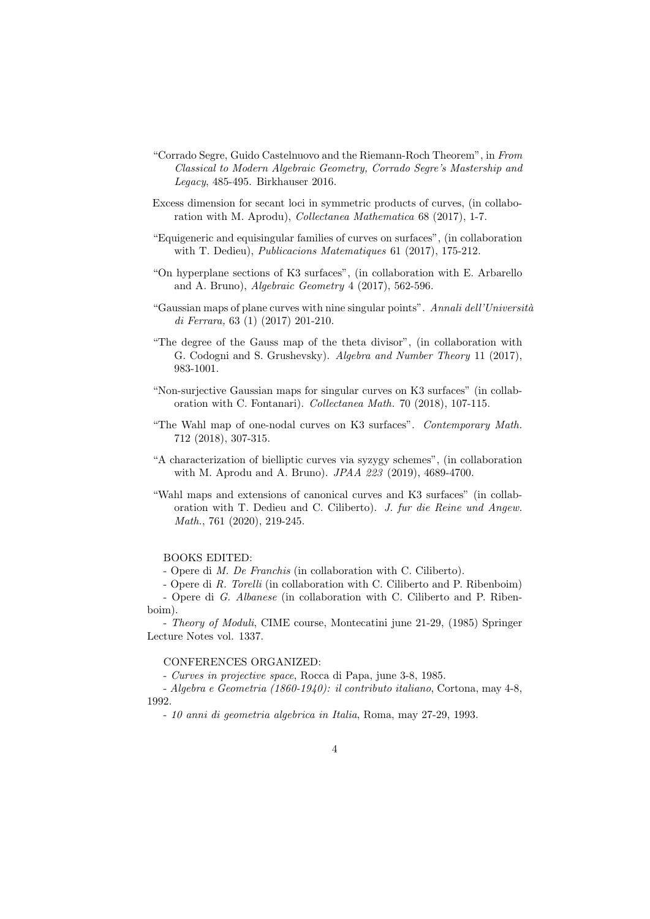"Corrado Segre, Guido Castelnuovo and the Riemann-Roch Theorem", in *From Classical to Modern Algebraic Geometry, Corrado Segre's Mastership and Legacy*, 485-495. Birkhauser 2016.

Excess dimension for secant loci in symmetric products of curves, (in collaboration with M. Aprodu), *Collectanea Mathematica* 68 (2017), 1-7.

"Equigeneric and equisingular families of curves on surfaces", (in collaboration with T. Dedieu), *Publicacions Matematiques* 61 (2017), 175-212.

"On hyperplane sections of K3 surfaces", (in collaboration with E. Arbarello and A. Bruno), *Algebraic Geometry* 4 (2017), 562-596.

"Gaussian maps of plane curves with nine singular points". *Annali dell'Università di Ferrara,* 63 (1) (2017) 201-210.

"The degree of the Gauss map of the theta divisor", (in collaboration with G. Codogni and S. Grushevsky). *Algebra and Number Theory* 11 (2017), 983-1001.

"Non-surjective Gaussian maps for singular curves on K3 surfaces" (in collaboration with C. Fontanari). *Collectanea Math.* 70 (2018), 107-115.

"The Wahl map of one-nodal curves on K3 surfaces". *Contemporary Math.* 712 (2018), 307-315.

"A characterization of bielliptic curves via syzygy schemes", (in collaboration with M. Aprodu and A. Bruno). *JPAA 223* (2019), 4689-4700.

"Wahl maps and extensions of canonical curves and K3 surfaces" (in collaboration with T. Dedieu and C. Ciliberto). *J. fur die Reine und Angew. Math.*, 761 (2020), 219-245.

BOOKS EDITED:

- Opere di *M. De Franchis* (in collaboration with C. Ciliberto).
- Opere di *R. Torelli* (in collaboration with C. Ciliberto and P. Ribenboim)
- Opere di *G. Albanese* (in collaboration with C. Ciliberto and P. Ribenboim).
- *Theory of Moduli*, CIME course, Montecatini june 21-29, (1985) Springer Lecture Notes vol. 1337.

CONFERENCES ORGANIZED:

- *Curves in projective space*, Rocca di Papa, june 3-8, 1985.
- *Algebra e Geometria (1860-1940): il contributo italiano*, Cortona, may 4-8, 1992.
- *10 anni di geometria algebrica in Italia*, Roma, may 27-29, 1993.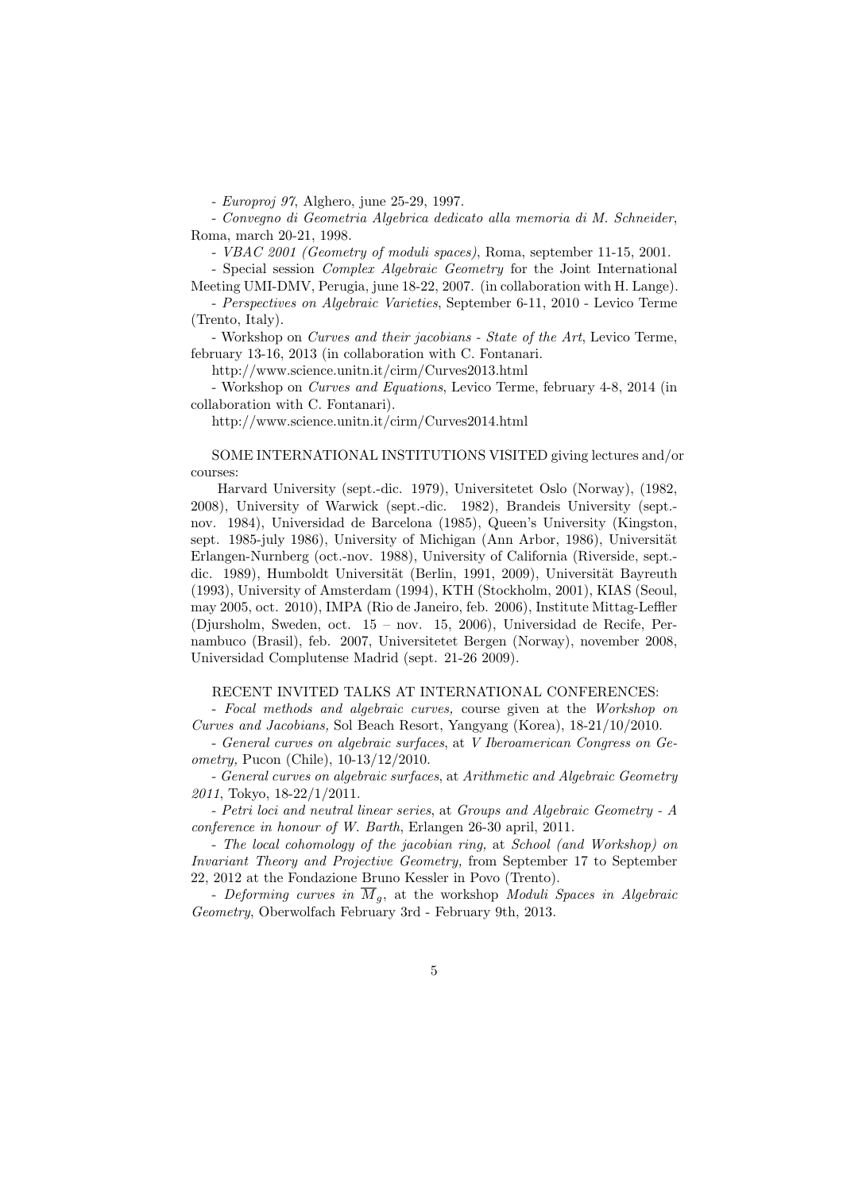- *Europroj 97*, Alghero, june 25-29, 1997.

- *Convegno di Geometria Algebrica dedicato alla memoria di M. Schneider*, Roma, march 20-21, 1998.

- *VBAC 2001 (Geometry of moduli spaces)*, Roma, september 11-15, 2001.

- Special session *Complex Algebraic Geometry* for the Joint International Meeting UMI-DMV, Perugia, june 18-22, 2007. (in collaboration with H. Lange).

- *Perspectives on Algebraic Varieties*, September 6-11, 2010 - Levico Terme (Trento, Italy).

- Workshop on *Curves and their jacobians - State of the Art*, Levico Terme, february 13-16, 2013 (in collaboration with C. Fontanari.

http://www.science.unitn.it/cirm/Curves2013.html

- Workshop on *Curves and Equations*, Levico Terme, february 4-8, 2014 (in collaboration with C. Fontanari).

http://www.science.unitn.it/cirm/Curves2014.html

SOME INTERNATIONAL INSTITUTIONS VISITED giving lectures and/or courses:

Harvard University (sept.-dic. 1979), Universitetet Oslo (Norway), (1982, 2008), University of Warwick (sept.-dic. 1982), Brandeis University (sept.-nov. 1984), Universidad de Barcelona (1985), Queen's University (Kingston, sept. 1985-july 1986), University of Michigan (Ann Arbor, 1986), Universität Erlangen-Nurnberg (oct.-nov. 1988), University of California (Riverside, sept.-dic. 1989), Humboldt Universität (Berlin, 1991, 2009), Universität Bayreuth (1993), University of Amsterdam (1994), KTH (Stockholm, 2001), KIAS (Seoul, may 2005, oct. 2010), IMPA (Rio de Janeiro, feb. 2006), Institute Mittag-Leffler (Djursholm, Sweden, oct. 15 – nov. 15, 2006), Universidad de Recife, Pernambuco (Brasil), feb. 2007, Universitetet Bergen (Norway), november 2008, Universidad Complutense Madrid (sept. 21-26 2009).

RECENT INVITED TALKS AT INTERNATIONAL CONFERENCES:

- *Focal methods and algebraic curves,* course given at the *Workshop on Curves and Jacobians,* Sol Beach Resort, Yangyang (Korea), 18-21/10/2010.

- *General curves on algebraic surfaces*, at *V Iberoamerican Congress on Geometry,* Pucon (Chile), 10-13/12/2010.

- *General curves on algebraic surfaces*, at *Arithmetic and Algebraic Geometry 2011*, Tokyo, 18-22/1/2011.

- *Petri loci and neutral linear series*, at *Groups and Algebraic Geometry - A conference in honour of W. Barth*, Erlangen 26-30 april, 2011.

- *The local cohomology of the jacobian ring,* at *School (and Workshop) on Invariant Theory and Projective Geometry,* from September 17 to September 22, 2012 at the Fondazione Bruno Kessler in Povo (Trento).

- *Deforming curves in* $\overline{M}_g$, at the workshop *Moduli Spaces in Algebraic Geometry*, Oberwolfach February 3rd - February 9th, 2013.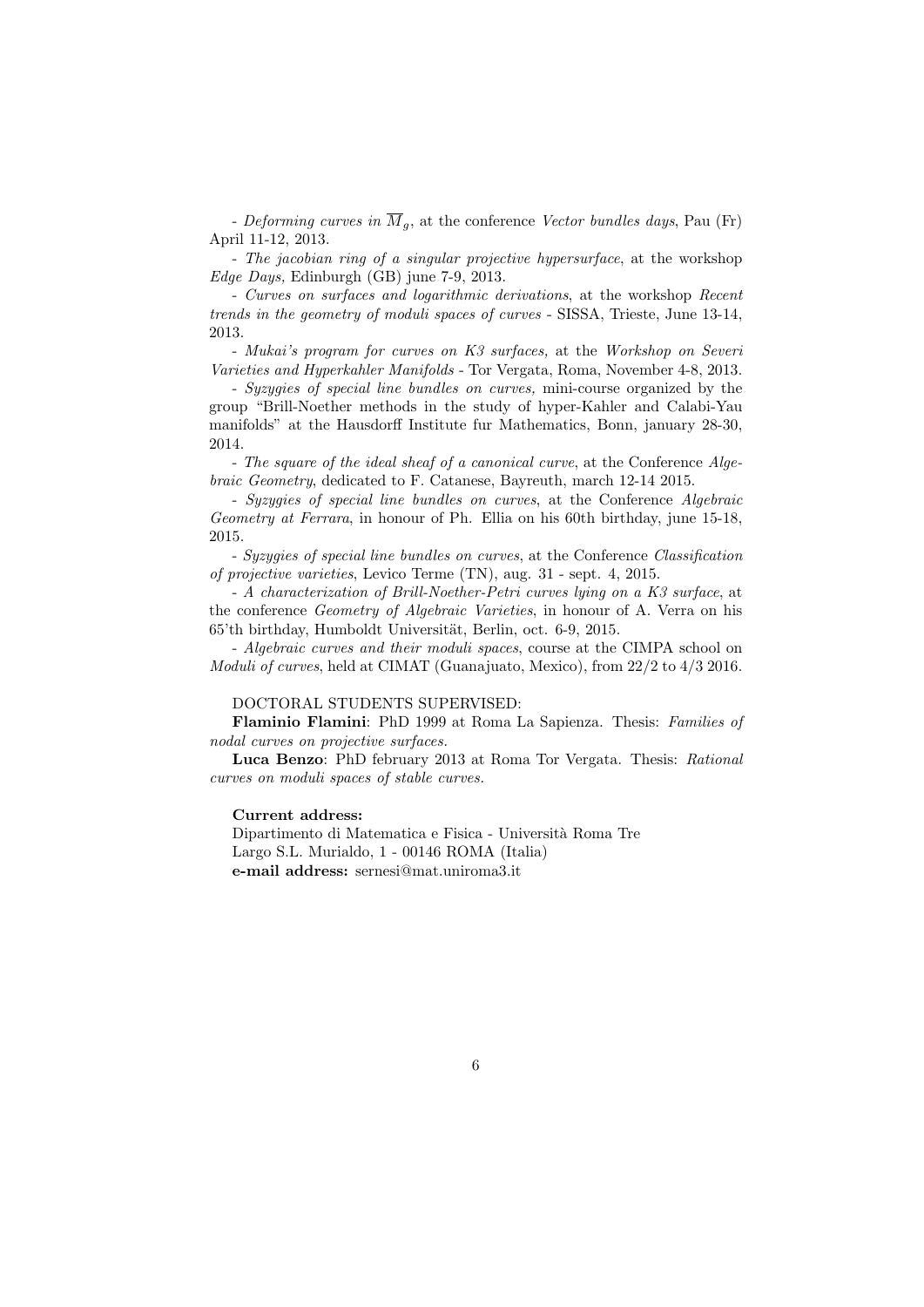- *Deforming curves in $\overline{M}_g$*, at the conference *Vector bundles days*, Pau (Fr) April 11-12, 2013.

- *The jacobian ring of a singular projective hypersurface*, at the workshop *Edge Days,* Edinburgh (GB) june 7-9, 2013.

- *Curves on surfaces and logarithmic derivations*, at the workshop *Recent trends in the geometry of moduli spaces of curves* - SISSA, Trieste, June 13-14, 2013.

- *Mukai's program for curves on K3 surfaces,* at the *Workshop on Severi Varieties and Hyperkahler Manifolds* - Tor Vergata, Roma, November 4-8, 2013.

- *Syzygies of special line bundles on curves,* mini-course organized by the group "Brill-Noether methods in the study of hyper-Kahler and Calabi-Yau manifolds" at the Hausdorff Institute fur Mathematics, Bonn, january 28-30, 2014.

- *The square of the ideal sheaf of a canonical curve*, at the Conference *Algebraic Geometry*, dedicated to F. Catanese, Bayreuth, march 12-14 2015.

- *Syzygies of special line bundles on curves*, at the Conference *Algebraic Geometry at Ferrara*, in honour of Ph. Ellia on his 60th birthday, june 15-18, 2015.

- *Syzygies of special line bundles on curves*, at the Conference *Classification of projective varieties*, Levico Terme (TN), aug. 31 - sept. 4, 2015.

- *A characterization of Brill-Noether-Petri curves lying on a K3 surface*, at the conference *Geometry of Algebraic Varieties*, in honour of A. Verra on his 65'th birthday, Humboldt Universität, Berlin, oct. 6-9, 2015.

- *Algebraic curves and their moduli spaces*, course at the CIMPA school on *Moduli of curves*, held at CIMAT (Guanajuato, Mexico), from 22/2 to 4/3 2016.

DOCTORAL STUDENTS SUPERVISED:

**Flaminio Flamini**: PhD 1999 at Roma La Sapienza. Thesis: *Families of nodal curves on projective surfaces.*

**Luca Benzo**: PhD february 2013 at Roma Tor Vergata. Thesis: *Rational curves on moduli spaces of stable curves.*

**Current address:**
Dipartimento di Matematica e Fisica - Università Roma Tre
Largo S.L. Murialdo, 1 - 00146 ROMA (Italia)
**e-mail address:** sernesi@mat.uniroma3.it